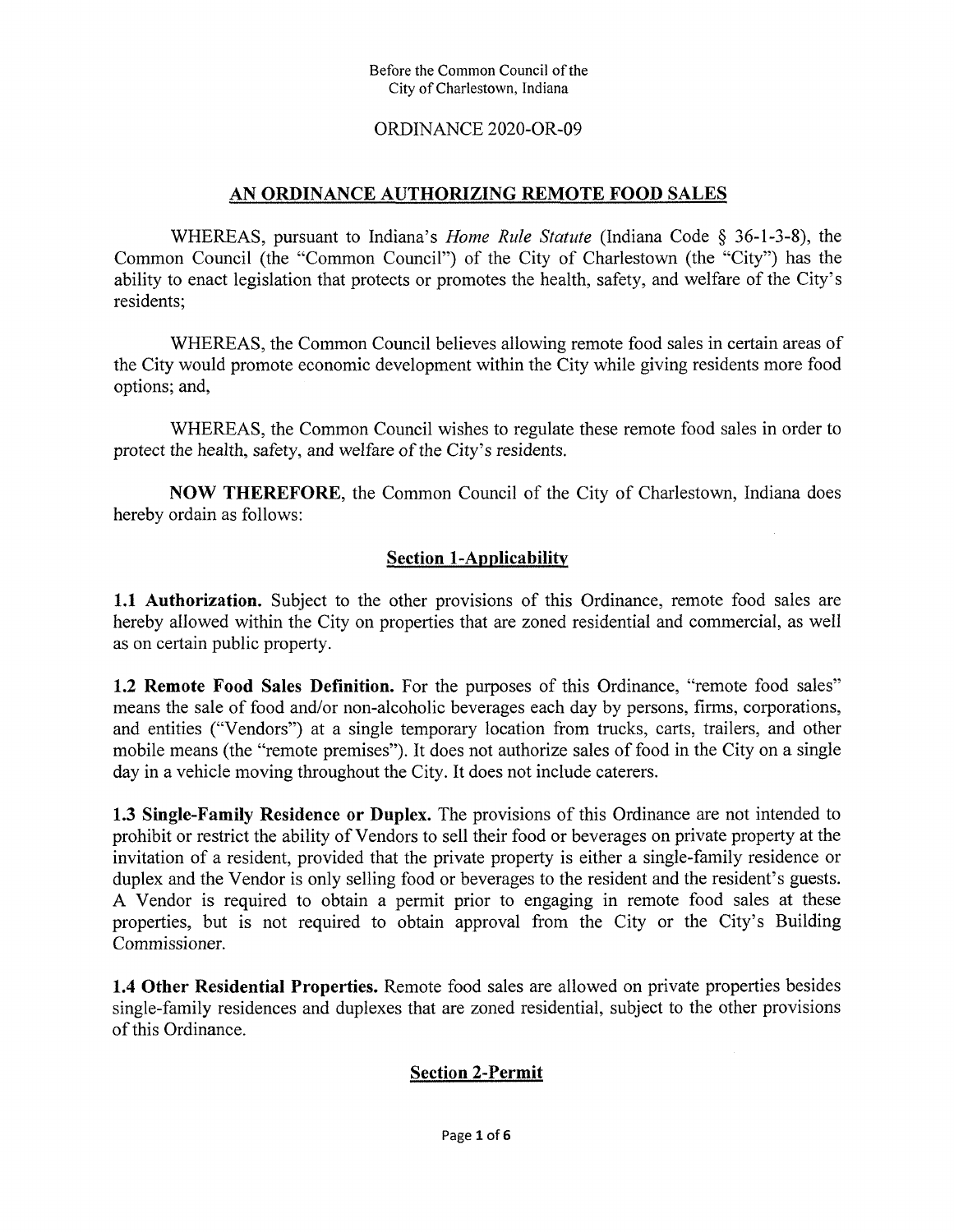Before the Common Council of the
City of Charlestown, Indiana

ORDINANCE 2020-OR-09

# AN ORDINANCE AUTHORIZING REMOTE FOOD SALES

WHEREAS, pursuant to Indiana's *Home Rule Statute* (Indiana Code § 36-1-3-8), the Common Council (the "Common Council") of the City of Charlestown (the "City") has the ability to enact legislation that protects or promotes the health, safety, and welfare of the City's residents;

WHEREAS, the Common Council believes allowing remote food sales in certain areas of the City would promote economic development within the City while giving residents more food options; and,

WHEREAS, the Common Council wishes to regulate these remote food sales in order to protect the health, safety, and welfare of the City's residents.

**NOW THEREFORE**, the Common Council of the City of Charlestown, Indiana does hereby ordain as follows:

## Section 1-Applicability

**1.1 Authorization.** Subject to the other provisions of this Ordinance, remote food sales are hereby allowed within the City on properties that are zoned residential and commercial, as well as on certain public property.

**1.2 Remote Food Sales Definition.** For the purposes of this Ordinance, "remote food sales" means the sale of food and/or non-alcoholic beverages each day by persons, firms, corporations, and entities ("Vendors") at a single temporary location from trucks, carts, trailers, and other mobile means (the "remote premises"). It does not authorize sales of food in the City on a single day in a vehicle moving throughout the City. It does not include caterers.

**1.3 Single-Family Residence or Duplex.** The provisions of this Ordinance are not intended to prohibit or restrict the ability of Vendors to sell their food or beverages on private property at the invitation of a resident, provided that the private property is either a single-family residence or duplex and the Vendor is only selling food or beverages to the resident and the resident's guests. A Vendor is required to obtain a permit prior to engaging in remote food sales at these properties, but is not required to obtain approval from the City or the City's Building Commissioner.

**1.4 Other Residential Properties.** Remote food sales are allowed on private properties besides single-family residences and duplexes that are zoned residential, subject to the other provisions of this Ordinance.

## Section 2-Permit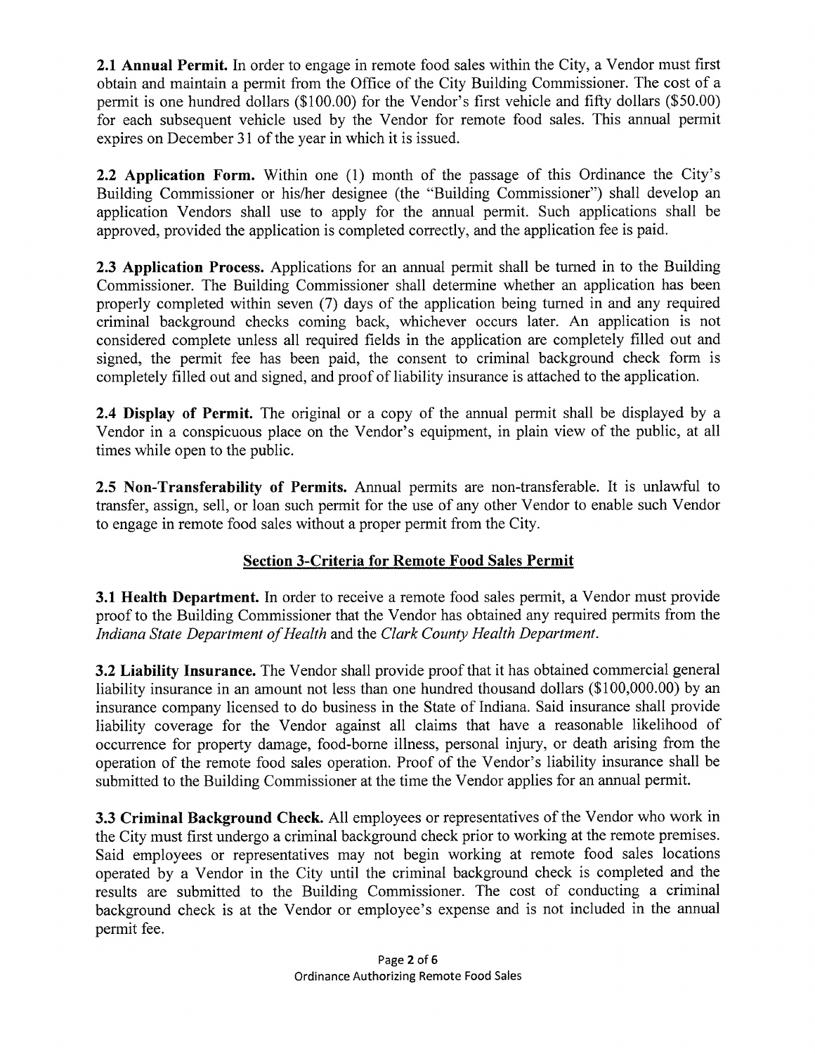**2.1 Annual Permit.** In order to engage in remote food sales within the City, a Vendor must first obtain and maintain a permit from the Office of the City Building Commissioner. The cost of a permit is one hundred dollars ($100.00) for the Vendor's first vehicle and fifty dollars ($50.00) for each subsequent vehicle used by the Vendor for remote food sales. This annual permit expires on December 31 of the year in which it is issued.

**2.2 Application Form.** Within one (1) month of the passage of this Ordinance the City's Building Commissioner or his/her designee (the "Building Commissioner") shall develop an application Vendors shall use to apply for the annual permit. Such applications shall be approved, provided the application is completed correctly, and the application fee is paid.

**2.3 Application Process.** Applications for an annual permit shall be turned in to the Building Commissioner. The Building Commissioner shall determine whether an application has been properly completed within seven (7) days of the application being turned in and any required criminal background checks coming back, whichever occurs later. An application is not considered complete unless all required fields in the application are completely filled out and signed, the permit fee has been paid, the consent to criminal background check form is completely filled out and signed, and proof of liability insurance is attached to the application.

**2.4 Display of Permit.** The original or a copy of the annual permit shall be displayed by a Vendor in a conspicuous place on the Vendor's equipment, in plain view of the public, at all times while open to the public.

**2.5 Non-Transferability of Permits.** Annual permits are non-transferable. It is unlawful to transfer, assign, sell, or loan such permit for the use of any other Vendor to enable such Vendor to engage in remote food sales without a proper permit from the City.

## Section 3-Criteria for Remote Food Sales Permit

**3.1 Health Department.** In order to receive a remote food sales permit, a Vendor must provide proof to the Building Commissioner that the Vendor has obtained any required permits from the *Indiana State Department of Health* and the *Clark County Health Department*.

**3.2 Liability Insurance.** The Vendor shall provide proof that it has obtained commercial general liability insurance in an amount not less than one hundred thousand dollars ($100,000.00) by an insurance company licensed to do business in the State of Indiana. Said insurance shall provide liability coverage for the Vendor against all claims that have a reasonable likelihood of occurrence for property damage, food-borne illness, personal injury, or death arising from the operation of the remote food sales operation. Proof of the Vendor's liability insurance shall be submitted to the Building Commissioner at the time the Vendor applies for an annual permit.

**3.3 Criminal Background Check.** All employees or representatives of the Vendor who work in the City must first undergo a criminal background check prior to working at the remote premises. Said employees or representatives may not begin working at remote food sales locations operated by a Vendor in the City until the criminal background check is completed and the results are submitted to the Building Commissioner. The cost of conducting a criminal background check is at the Vendor or employee's expense and is not included in the annual permit fee.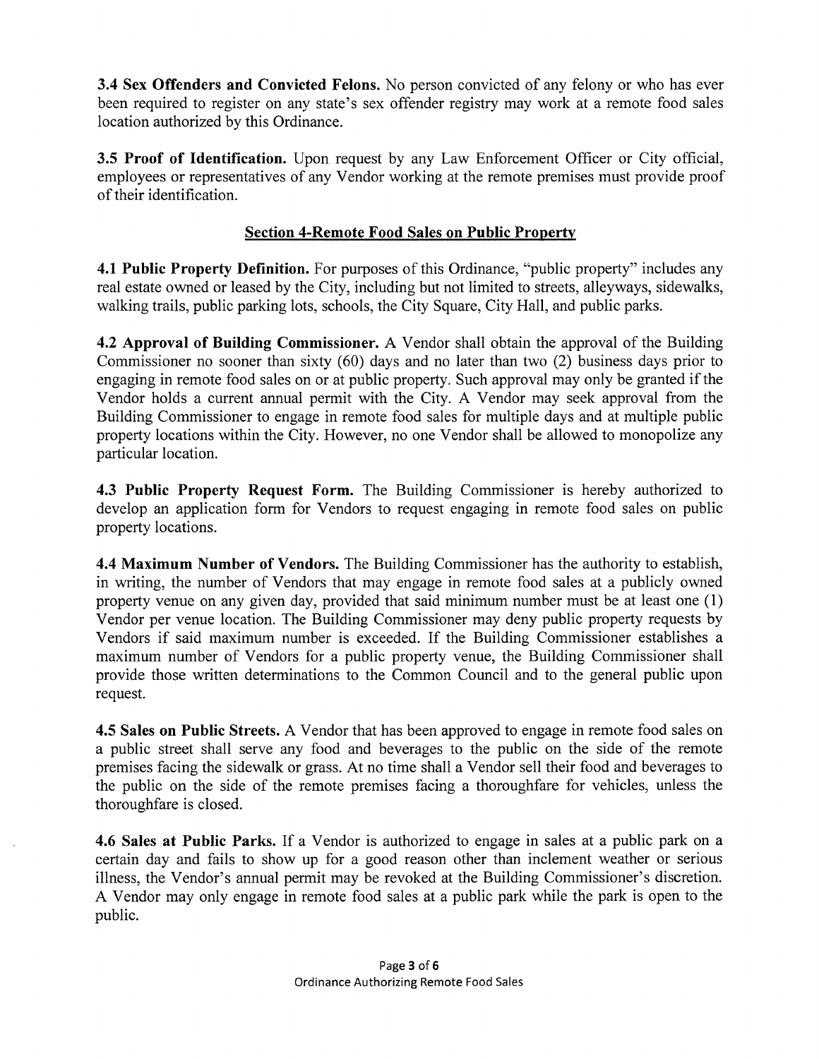**3.4 Sex Offenders and Convicted Felons.** No person convicted of any felony or who has ever been required to register on any state's sex offender registry may work at a remote food sales location authorized by this Ordinance.

**3.5 Proof of Identification.** Upon request by any Law Enforcement Officer or City official, employees or representatives of any Vendor working at the remote premises must provide proof of their identification.

## Section 4-Remote Food Sales on Public Property

**4.1 Public Property Definition.** For purposes of this Ordinance, "public property" includes any real estate owned or leased by the City, including but not limited to streets, alleyways, sidewalks, walking trails, public parking lots, schools, the City Square, City Hall, and public parks.

**4.2 Approval of Building Commissioner.** A Vendor shall obtain the approval of the Building Commissioner no sooner than sixty (60) days and no later than two (2) business days prior to engaging in remote food sales on or at public property. Such approval may only be granted if the Vendor holds a current annual permit with the City. A Vendor may seek approval from the Building Commissioner to engage in remote food sales for multiple days and at multiple public property locations within the City. However, no one Vendor shall be allowed to monopolize any particular location.

**4.3 Public Property Request Form.** The Building Commissioner is hereby authorized to develop an application form for Vendors to request engaging in remote food sales on public property locations.

**4.4 Maximum Number of Vendors.** The Building Commissioner has the authority to establish, in writing, the number of Vendors that may engage in remote food sales at a publicly owned property venue on any given day, provided that said minimum number must be at least one (1) Vendor per venue location. The Building Commissioner may deny public property requests by Vendors if said maximum number is exceeded. If the Building Commissioner establishes a maximum number of Vendors for a public property venue, the Building Commissioner shall provide those written determinations to the Common Council and to the general public upon request.

**4.5 Sales on Public Streets.** A Vendor that has been approved to engage in remote food sales on a public street shall serve any food and beverages to the public on the side of the remote premises facing the sidewalk or grass. At no time shall a Vendor sell their food and beverages to the public on the side of the remote premises facing a thoroughfare for vehicles, unless the thoroughfare is closed.

**4.6 Sales at Public Parks.** If a Vendor is authorized to engage in sales at a public park on a certain day and fails to show up for a good reason other than inclement weather or serious illness, the Vendor's annual permit may be revoked at the Building Commissioner's discretion. A Vendor may only engage in remote food sales at a public park while the park is open to the public.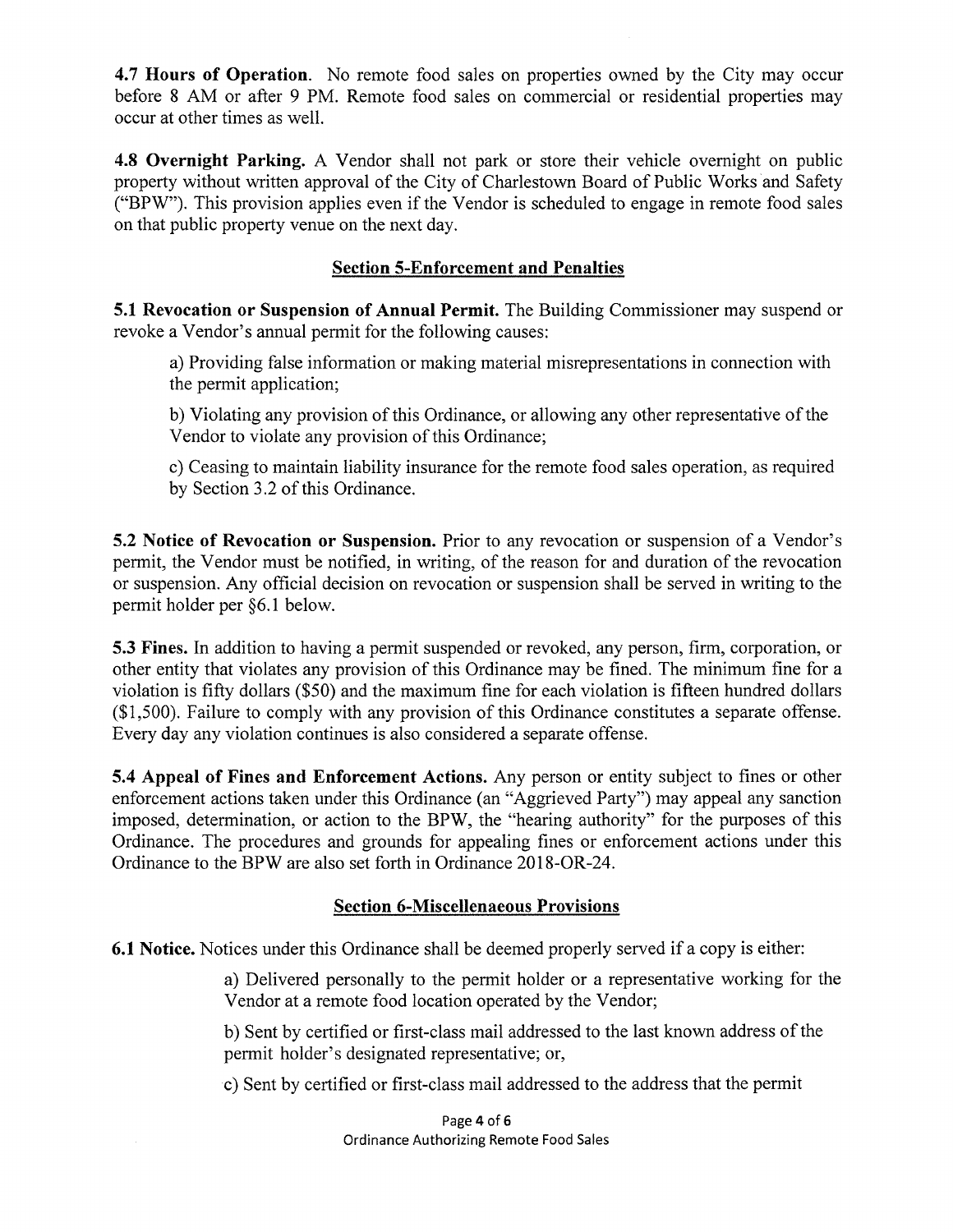**4.7 Hours of Operation.** No remote food sales on properties owned by the City may occur before 8 AM or after 9 PM. Remote food sales on commercial or residential properties may occur at other times as well.

**4.8 Overnight Parking.** A Vendor shall not park or store their vehicle overnight on public property without written approval of the City of Charlestown Board of Public Works and Safety ("BPW"). This provision applies even if the Vendor is scheduled to engage in remote food sales on that public property venue on the next day.

## Section 5-Enforcement and Penalties

**5.1 Revocation or Suspension of Annual Permit.** The Building Commissioner may suspend or revoke a Vendor's annual permit for the following causes:

a) Providing false information or making material misrepresentations in connection with the permit application;

b) Violating any provision of this Ordinance, or allowing any other representative of the Vendor to violate any provision of this Ordinance;

c) Ceasing to maintain liability insurance for the remote food sales operation, as required by Section 3.2 of this Ordinance.

**5.2 Notice of Revocation or Suspension.** Prior to any revocation or suspension of a Vendor's permit, the Vendor must be notified, in writing, of the reason for and duration of the revocation or suspension. Any official decision on revocation or suspension shall be served in writing to the permit holder per §6.1 below.

**5.3 Fines.** In addition to having a permit suspended or revoked, any person, firm, corporation, or other entity that violates any provision of this Ordinance may be fined. The minimum fine for a violation is fifty dollars ($50) and the maximum fine for each violation is fifteen hundred dollars ($1,500). Failure to comply with any provision of this Ordinance constitutes a separate offense. Every day any violation continues is also considered a separate offense.

**5.4 Appeal of Fines and Enforcement Actions.** Any person or entity subject to fines or other enforcement actions taken under this Ordinance (an "Aggrieved Party") may appeal any sanction imposed, determination, or action to the BPW, the "hearing authority" for the purposes of this Ordinance. The procedures and grounds for appealing fines or enforcement actions under this Ordinance to the BPW are also set forth in Ordinance 2018-OR-24.

## Section 6-Miscellenaeous Provisions

**6.1 Notice.** Notices under this Ordinance shall be deemed properly served if a copy is either:

a) Delivered personally to the permit holder or a representative working for the Vendor at a remote food location operated by the Vendor;

b) Sent by certified or first-class mail addressed to the last known address of the permit holder's designated representative; or,

c) Sent by certified or first-class mail addressed to the address that the permit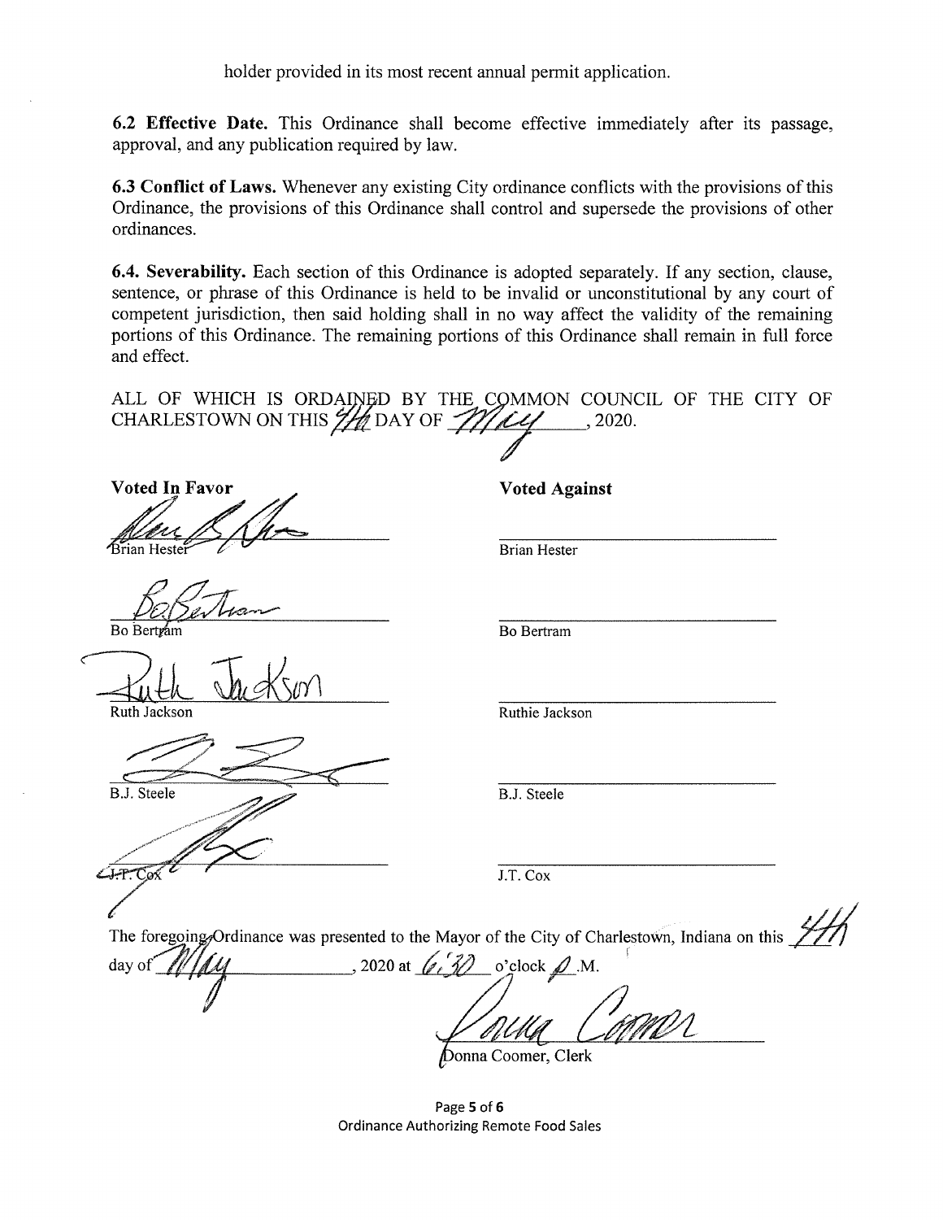holder provided in its most recent annual permit application.

**6.2 Effective Date.** This Ordinance shall become effective immediately after its passage, approval, and any publication required by law.

**6.3 Conflict of Laws.** Whenever any existing City ordinance conflicts with the provisions of this Ordinance, the provisions of this Ordinance shall control and supersede the provisions of other ordinances.

**6.4. Severability.** Each section of this Ordinance is adopted separately. If any section, clause, sentence, or phrase of this Ordinance is held to be invalid or unconstitutional by any court of competent jurisdiction, then said holding shall in no way affect the validity of the remaining portions of this Ordinance. The remaining portions of this Ordinance shall remain in full force and effect.

ALL OF WHICH IS ORDAINED BY THE COMMON COUNCIL OF THE CITY OF CHARLESTOWN ON THIS 4th DAY OF May, 2020.

| **Voted In Favor** | **Voted Against** |
|---|---|
| Brian Hester | Brian Hester |
| Bo Bertram | Bo Bertram |
| Ruth Jackson | Ruthie Jackson |
| B.J. Steele | B.J. Steele |
| J.T. Cox | J.T. Cox |

The foregoing Ordinance was presented to the Mayor of the City of Charlestown, Indiana on this 4th day of May, 2020 at 6:30 o'clock P.M.

Donna Coomer, Clerk

Ordinance Authorizing Remote Food Sales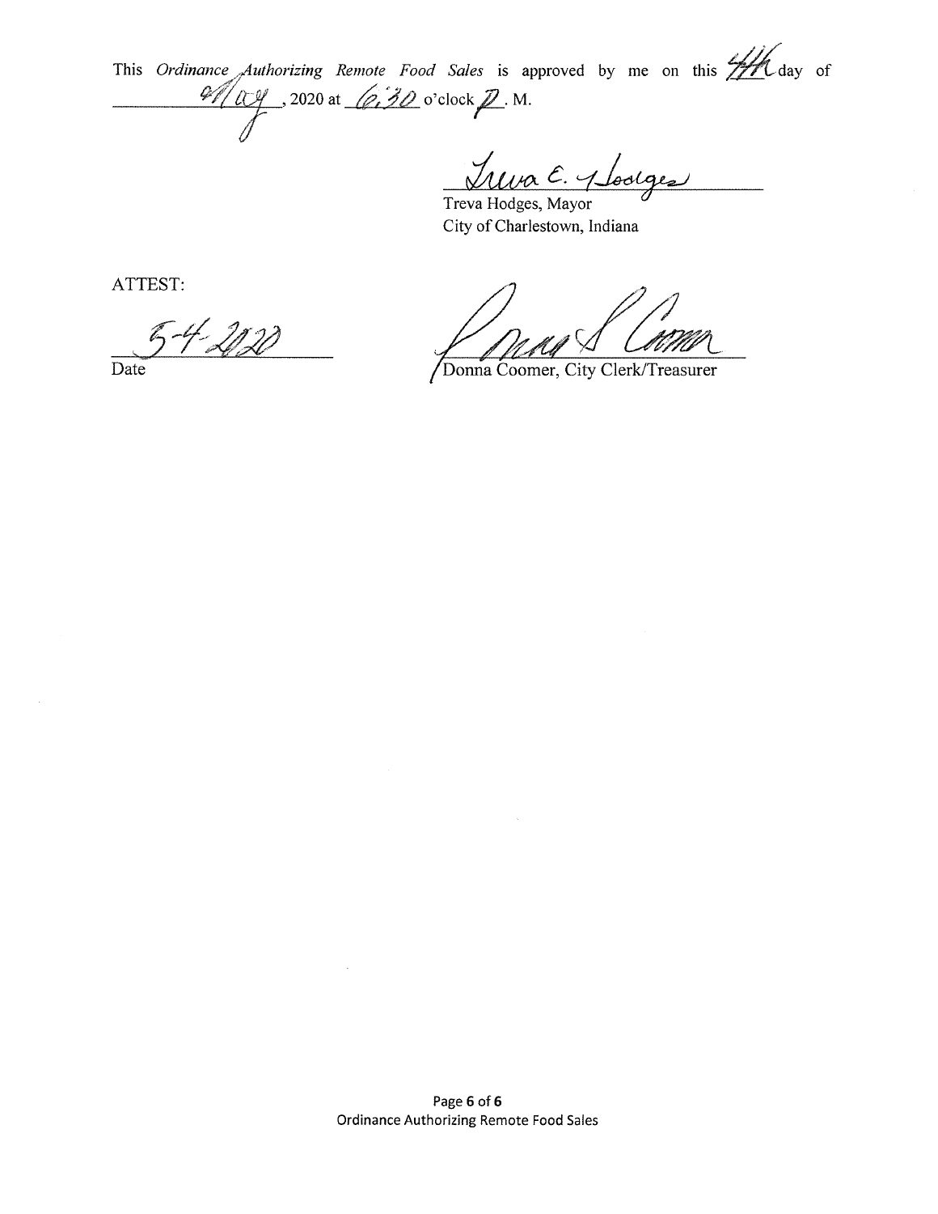This *Ordinance Authorizing Remote Food Sales* is approved by me on this 4th day of May, 2020 at 6:30 o'clock P. M.

Treva E. Hodges

Treva Hodges, Mayor
City of Charlestown, Indiana

ATTEST:

5-4-2020

Date

Donna S. Coomer

Donna Coomer, City Clerk/Treasurer